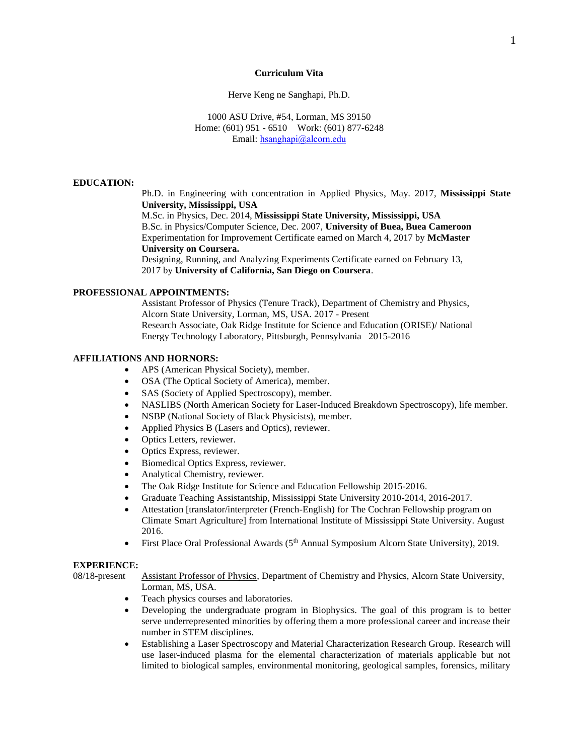# Curriculum Vita

Herve Keng ne Sanghapi, Ph.D.

1000 ASU Drive, #54, Lorman, MS 39150
Home: (601) 951 - 6510    Work: (601) 877-6248
Email: hsanghapi@alcorn.edu

## EDUCATION:

Ph.D. in Engineering with concentration in Applied Physics, May. 2017, **Mississippi State University, Mississippi, USA**
M.Sc. in Physics, Dec. 2014, **Mississippi State University, Mississippi, USA**
B.Sc. in Physics/Computer Science, Dec. 2007, **University of Buea, Buea Cameroon**
Experimentation for Improvement Certificate earned on March 4, 2017 by **McMaster University on Coursera.**
Designing, Running, and Analyzing Experiments Certificate earned on February 13, 2017 by **University of California, San Diego on Coursera**.

## PROFESSIONAL APPOINTMENTS:

Assistant Professor of Physics (Tenure Track), Department of Chemistry and Physics, Alcorn State University, Lorman, MS, USA. 2017 - Present
Research Associate, Oak Ridge Institute for Science and Education (ORISE)/ National Energy Technology Laboratory, Pittsburgh, Pennsylvania 2015-2016

## AFFILIATIONS AND HORNORS:

- APS (American Physical Society), member.
- OSA (The Optical Society of America), member.
- SAS (Society of Applied Spectroscopy), member.
- NASLIBS (North American Society for Laser-Induced Breakdown Spectroscopy), life member.
- NSBP (National Society of Black Physicists), member.
- Applied Physics B (Lasers and Optics), reviewer.
- Optics Letters, reviewer.
- Optics Express, reviewer.
- Biomedical Optics Express, reviewer.
- Analytical Chemistry, reviewer.
- The Oak Ridge Institute for Science and Education Fellowship 2015-2016.
- Graduate Teaching Assistantship, Mississippi State University 2010-2014, 2016-2017.
- Attestation [translator/interpreter (French-English) for The Cochran Fellowship program on Climate Smart Agriculture] from International Institute of Mississippi State University. August 2016.
- First Place Oral Professional Awards (5th Annual Symposium Alcorn State University), 2019.

## EXPERIENCE:

08/18-present    Assistant Professor of Physics, Department of Chemistry and Physics, Alcorn State University, Lorman, MS, USA.

- Teach physics courses and laboratories.
- Developing the undergraduate program in Biophysics. The goal of this program is to better serve underrepresented minorities by offering them a more professional career and increase their number in STEM disciplines.
- Establishing a Laser Spectroscopy and Material Characterization Research Group. Research will use laser-induced plasma for the elemental characterization of materials applicable but not limited to biological samples, environmental monitoring, geological samples, forensics, military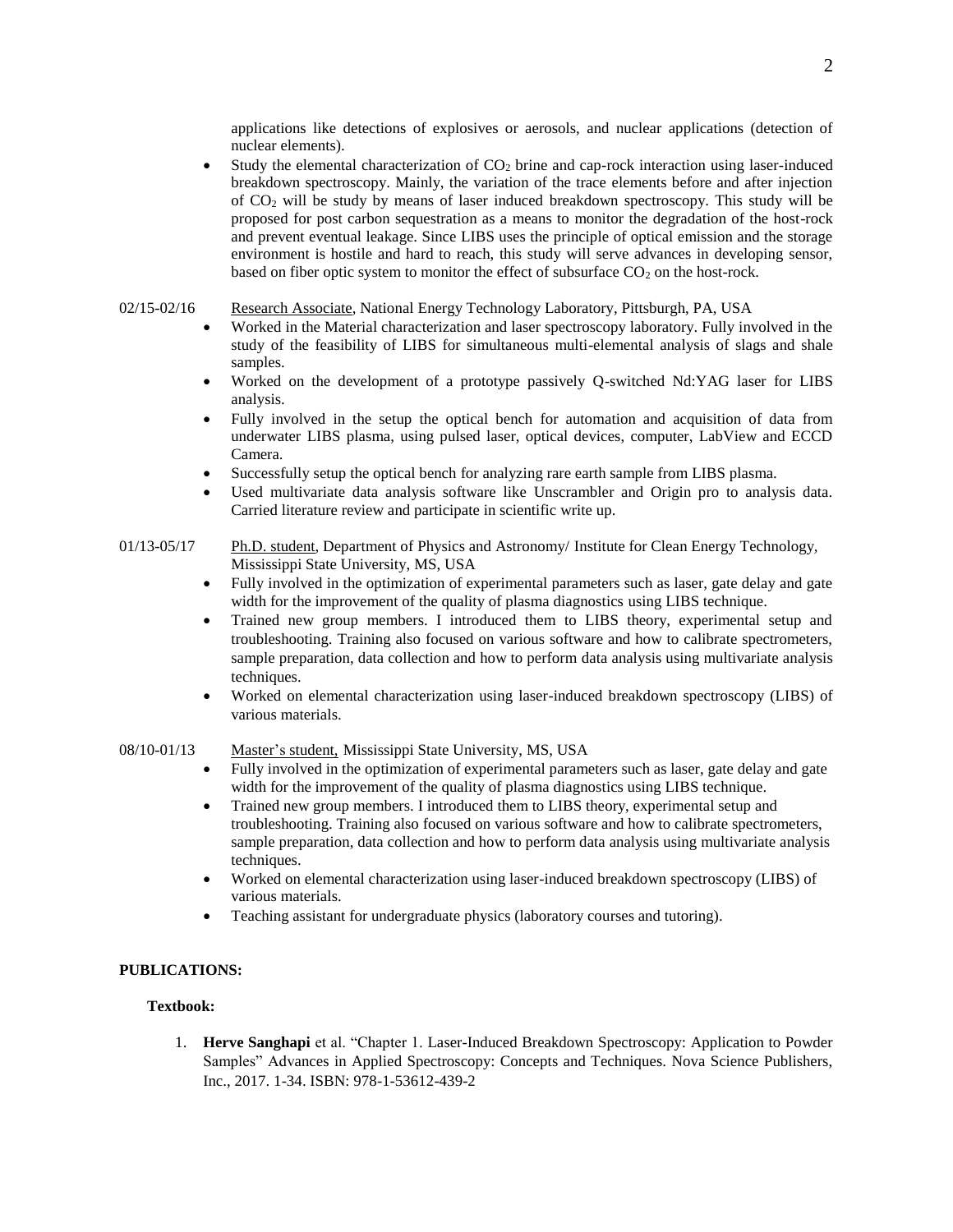applications like detections of explosives or aerosols, and nuclear applications (detection of nuclear elements).

- Study the elemental characterization of $CO_2$ brine and cap-rock interaction using laser-induced breakdown spectroscopy. Mainly, the variation of the trace elements before and after injection of $CO_2$ will be study by means of laser induced breakdown spectroscopy. This study will be proposed for post carbon sequestration as a means to monitor the degradation of the host-rock and prevent eventual leakage. Since LIBS uses the principle of optical emission and the storage environment is hostile and hard to reach, this study will serve advances in developing sensor, based on fiber optic system to monitor the effect of subsurface $CO_2$ on the host-rock.

02/15-02/16 Research Associate, National Energy Technology Laboratory, Pittsburgh, PA, USA

- Worked in the Material characterization and laser spectroscopy laboratory. Fully involved in the study of the feasibility of LIBS for simultaneous multi-elemental analysis of slags and shale samples.
- Worked on the development of a prototype passively Q-switched Nd:YAG laser for LIBS analysis.
- Fully involved in the setup the optical bench for automation and acquisition of data from underwater LIBS plasma, using pulsed laser, optical devices, computer, LabView and ECCD Camera.
- Successfully setup the optical bench for analyzing rare earth sample from LIBS plasma.
- Used multivariate data analysis software like Unscrambler and Origin pro to analysis data. Carried literature review and participate in scientific write up.

01/13-05/17 Ph.D. student, Department of Physics and Astronomy/ Institute for Clean Energy Technology, Mississippi State University, MS, USA

- Fully involved in the optimization of experimental parameters such as laser, gate delay and gate width for the improvement of the quality of plasma diagnostics using LIBS technique.
- Trained new group members. I introduced them to LIBS theory, experimental setup and troubleshooting. Training also focused on various software and how to calibrate spectrometers, sample preparation, data collection and how to perform data analysis using multivariate analysis techniques.
- Worked on elemental characterization using laser-induced breakdown spectroscopy (LIBS) of various materials.

08/10-01/13 Master's student, Mississippi State University, MS, USA

- Fully involved in the optimization of experimental parameters such as laser, gate delay and gate width for the improvement of the quality of plasma diagnostics using LIBS technique.
- Trained new group members. I introduced them to LIBS theory, experimental setup and troubleshooting. Training also focused on various software and how to calibrate spectrometers, sample preparation, data collection and how to perform data analysis using multivariate analysis techniques.
- Worked on elemental characterization using laser-induced breakdown spectroscopy (LIBS) of various materials.
- Teaching assistant for undergraduate physics (laboratory courses and tutoring).

**PUBLICATIONS:**

**Textbook:**

1. **Herve Sanghapi** et al. "Chapter 1. Laser-Induced Breakdown Spectroscopy: Application to Powder Samples" Advances in Applied Spectroscopy: Concepts and Techniques. Nova Science Publishers, Inc., 2017. 1-34. ISBN: 978-1-53612-439-2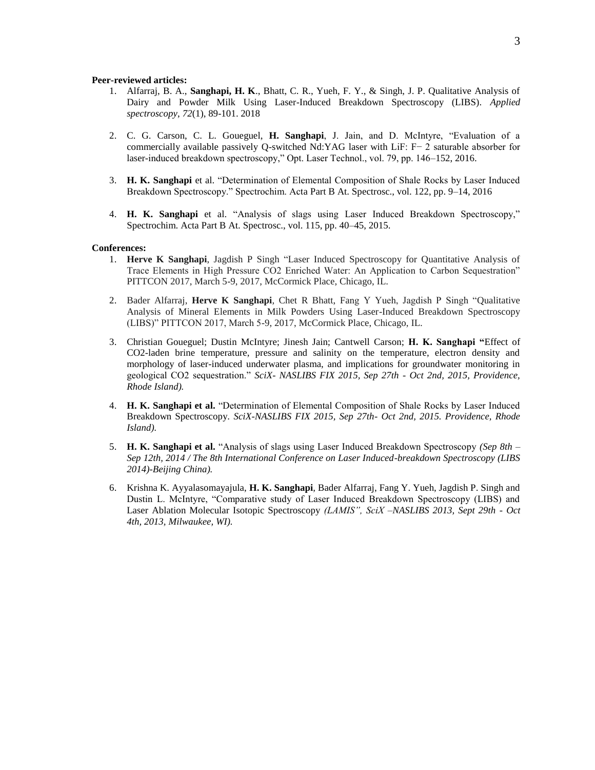**Peer-reviewed articles:**

1. Alfarraj, B. A., **Sanghapi, H. K**., Bhatt, C. R., Yueh, F. Y., & Singh, J. P. Qualitative Analysis of Dairy and Powder Milk Using Laser-Induced Breakdown Spectroscopy (LIBS). *Applied spectroscopy*, *72*(1), 89-101. 2018

2. C. G. Carson, C. L. Goueguel, **H. Sanghapi**, J. Jain, and D. McIntyre, "Evaluation of a commercially available passively Q-switched Nd:YAG laser with LiF: F− 2 saturable absorber for laser-induced breakdown spectroscopy," Opt. Laser Technol., vol. 79, pp. 146–152, 2016.

3. **H. K. Sanghapi** et al. "Determination of Elemental Composition of Shale Rocks by Laser Induced Breakdown Spectroscopy." Spectrochim. Acta Part B At. Spectrosc., vol. 122, pp. 9–14, 2016

4. **H. K. Sanghapi** et al. "Analysis of slags using Laser Induced Breakdown Spectroscopy," Spectrochim. Acta Part B At. Spectrosc., vol. 115, pp. 40–45, 2015.

**Conferences:**

1. **Herve K Sanghapi**, Jagdish P Singh "Laser Induced Spectroscopy for Quantitative Analysis of Trace Elements in High Pressure CO2 Enriched Water: An Application to Carbon Sequestration" PITTCON 2017, March 5-9, 2017, McCormick Place, Chicago, IL.

2. Bader Alfarraj, **Herve K Sanghapi**, Chet R Bhatt, Fang Y Yueh, Jagdish P Singh "Qualitative Analysis of Mineral Elements in Milk Powders Using Laser-Induced Breakdown Spectroscopy (LIBS)" PITTCON 2017, March 5-9, 2017, McCormick Place, Chicago, IL.

3. Christian Goueguel; Dustin McIntyre; Jinesh Jain; Cantwell Carson; **H. K. Sanghapi "**Effect of CO2-laden brine temperature, pressure and salinity on the temperature, electron density and morphology of laser-induced underwater plasma, and implications for groundwater monitoring in geological CO2 sequestration." *SciX- NASLIBS FIX 2015, Sep 27th - Oct 2nd, 2015, Providence, Rhode Island).*

4. **H. K. Sanghapi et al.** "Determination of Elemental Composition of Shale Rocks by Laser Induced Breakdown Spectroscopy. *SciX-NASLIBS FIX 2015, Sep 27th- Oct 2nd, 2015. Providence, Rhode Island).*

5. **H. K. Sanghapi et al.** "Analysis of slags using Laser Induced Breakdown Spectroscopy *(Sep 8th – Sep 12th, 2014 / The 8th International Conference on Laser Induced-breakdown Spectroscopy (LIBS 2014)-Beijing China).*

6. Krishna K. Ayyalasomayajula, **H. K. Sanghapi**, Bader Alfarraj, Fang Y. Yueh, Jagdish P. Singh and Dustin L. McIntyre, "Comparative study of Laser Induced Breakdown Spectroscopy (LIBS) and Laser Ablation Molecular Isotopic Spectroscopy *(LAMIS", SciX –NASLIBS 2013, Sept 29th - Oct 4th, 2013, Milwaukee, WI).*